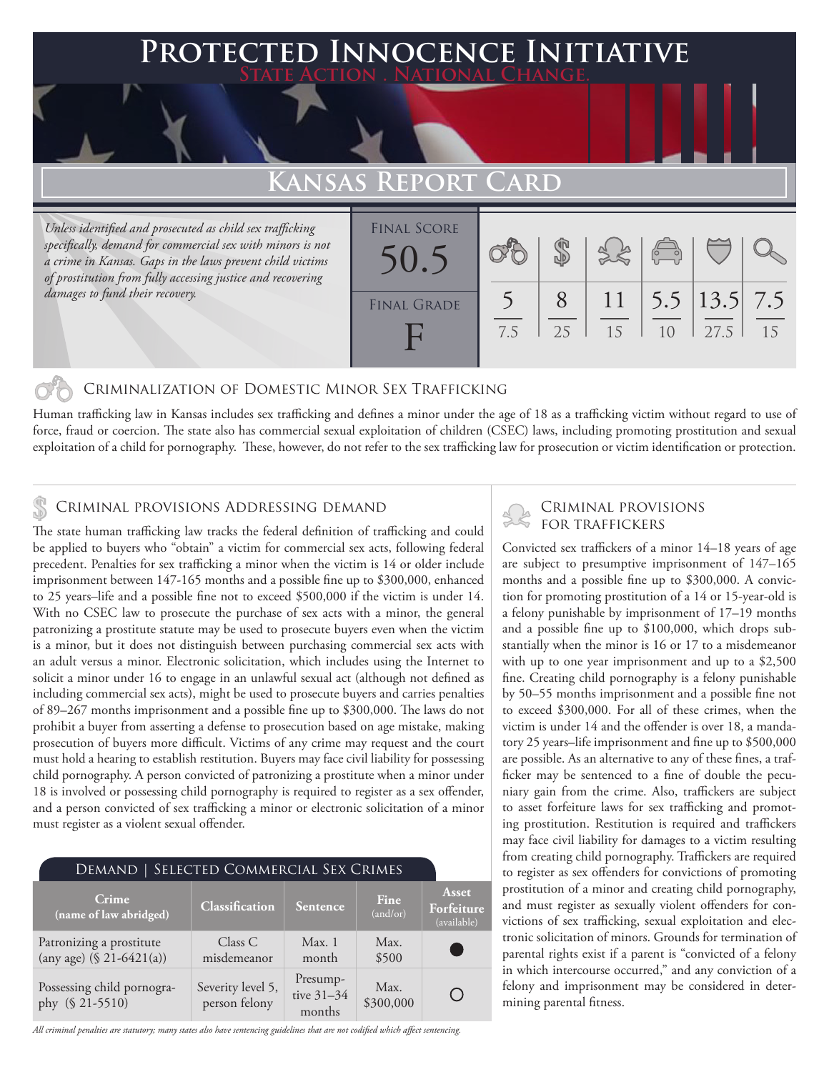# Protected Innocence Initiative

**State Action . National Change.**

## Kansas Report Card

*Unless identified and prosecuted as child sex trafficking specifically, demand for commercial sex with minors is not a crime in Kansas. Gaps in the laws prevent child victims of prostitution from fully accessing justice and recovering damages to fund their recovery.*

| Final Score | | | | | | |
|---|---|---|---|---|---|---|
| 50.5 | 5 / 7.5 | 8 / 25 | 11 / 15 | 5.5 / 10 | 13.5 / 27.5 | 7.5 / 15 |
| **Final Grade** | | | | | | |
| F | | | | | | |

### Criminalization of Domestic Minor Sex Trafficking

Human trafficking law in Kansas includes sex trafficking and defines a minor under the age of 18 as a trafficking victim without regard to use of force, fraud or coercion. The state also has commercial sexual exploitation of children (CSEC) laws, including promoting prostitution and sexual exploitation of a child for pornography. These, however, do not refer to the sex trafficking law for prosecution or victim identification or protection.

### Criminal provisions Addressing demand

The state human trafficking law tracks the federal definition of trafficking and could be applied to buyers who "obtain" a victim for commercial sex acts, following federal precedent. Penalties for sex trafficking a minor when the victim is 14 or older include imprisonment between 147-165 months and a possible fine up to $300,000, enhanced to 25 years–life and a possible fine not to exceed $500,000 if the victim is under 14. With no CSEC law to prosecute the purchase of sex acts with a minor, the general patronizing a prostitute statute may be used to prosecute buyers even when the victim is a minor, but it does not distinguish between purchasing commercial sex acts with an adult versus a minor. Electronic solicitation, which includes using the Internet to solicit a minor under 16 to engage in an unlawful sexual act (although not defined as including commercial sex acts), might be used to prosecute buyers and carries penalties of 89–267 months imprisonment and a possible fine up to $300,000. The laws do not prohibit a buyer from asserting a defense to prosecution based on age mistake, making prosecution of buyers more difficult. Victims of any crime may request and the court must hold a hearing to establish restitution. Buyers may face civil liability for possessing child pornography. A person convicted of patronizing a prostitute when a minor under 18 is involved or possessing child pornography is required to register as a sex offender, and a person convicted of sex trafficking a minor or electronic solicitation of a minor must register as a violent sexual offender.

**Demand | Selected Commercial Sex Crimes**

| Crime (name of law abridged) | Classification | Sentence | Fine (and/or) | Asset Forfeiture (available) |
|---|---|---|---|---|
| Patronizing a prostitute (any age) (§ 21-6421(a)) | Class C misdemeanor | Max. 1 month | Max. $500 | ● |
| Possessing child pornography (§ 21-5510) | Severity level 5, person felony | Presumptive 31–34 months | Max. $300,000 | ○ |

*All criminal penalties are statutory; many states also have sentencing guidelines that are not codified which affect sentencing.*

### Criminal provisions for traffickers

Convicted sex traffickers of a minor 14–18 years of age are subject to presumptive imprisonment of 147–165 months and a possible fine up to $300,000. A conviction for promoting prostitution of a 14 or 15-year-old is a felony punishable by imprisonment of 17–19 months and a possible fine up to $100,000, which drops substantially when the minor is 16 or 17 to a misdemeanor with up to one year imprisonment and up to a $2,500 fine. Creating child pornography is a felony punishable by 50–55 months imprisonment and a possible fine not to exceed $300,000. For all of these crimes, when the victim is under 14 and the offender is over 18, a mandatory 25 years–life imprisonment and fine up to $500,000 are possible. As an alternative to any of these fines, a trafficker may be sentenced to a fine of double the pecuniary gain from the crime. Also, traffickers are subject to asset forfeiture laws for sex trafficking and promoting prostitution. Restitution is required and traffickers may face civil liability for damages to a victim resulting from creating child pornography. Traffickers are required to register as sex offenders for convictions of promoting prostitution of a minor and creating child pornography, and must register as sexually violent offenders for convictions of sex trafficking, sexual exploitation and electronic solicitation of minors. Grounds for termination of parental rights exist if a parent is "convicted of a felony in which intercourse occurred," and any conviction of a felony and imprisonment may be considered in determining parental fitness.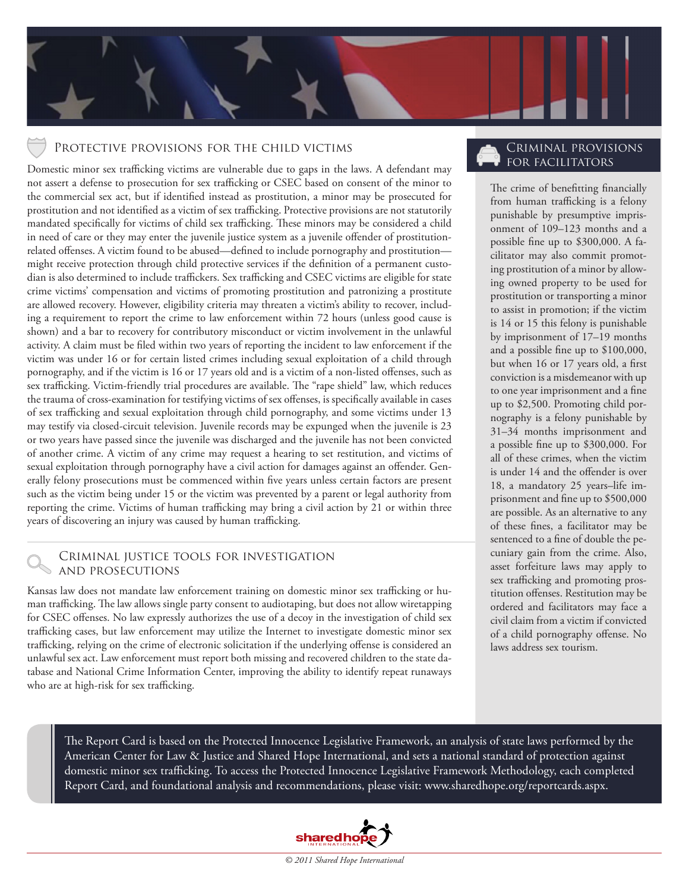## Protective provisions for the child victims

Domestic minor sex trafficking victims are vulnerable due to gaps in the laws. A defendant may not assert a defense to prosecution for sex trafficking or CSEC based on consent of the minor to the commercial sex act, but if identified instead as prostitution, a minor may be prosecuted for prostitution and not identified as a victim of sex trafficking. Protective provisions are not statutorily mandated specifically for victims of child sex trafficking. These minors may be considered a child in need of care or they may enter the juvenile justice system as a juvenile offender of prostitution-related offenses. A victim found to be abused—defined to include pornography and prostitution—might receive protection through child protective services if the definition of a permanent custodian is also determined to include traffickers. Sex trafficking and CSEC victims are eligible for state crime victims' compensation and victims of promoting prostitution and patronizing a prostitute are allowed recovery. However, eligibility criteria may threaten a victim's ability to recover, including a requirement to report the crime to law enforcement within 72 hours (unless good cause is shown) and a bar to recovery for contributory misconduct or victim involvement in the unlawful activity. A claim must be filed within two years of reporting the incident to law enforcement if the victim was under 16 or for certain listed crimes including sexual exploitation of a child through pornography, and if the victim is 16 or 17 years old and is a victim of a non-listed offenses, such as sex trafficking. Victim-friendly trial procedures are available. The "rape shield" law, which reduces the trauma of cross-examination for testifying victims of sex offenses, is specifically available in cases of sex trafficking and sexual exploitation through child pornography, and some victims under 13 may testify via closed-circuit television. Juvenile records may be expunged when the juvenile is 23 or two years have passed since the juvenile was discharged and the juvenile has not been convicted of another crime. A victim of any crime may request a hearing to set restitution, and victims of sexual exploitation through pornography have a civil action for damages against an offender. Generally felony prosecutions must be commenced within five years unless certain factors are present such as the victim being under 15 or the victim was prevented by a parent or legal authority from reporting the crime. Victims of human trafficking may bring a civil action by 21 or within three years of discovering an injury was caused by human trafficking.

## Criminal justice tools for investigation and prosecutions

Kansas law does not mandate law enforcement training on domestic minor sex trafficking or human trafficking. The law allows single party consent to audiotaping, but does not allow wiretapping for CSEC offenses. No law expressly authorizes the use of a decoy in the investigation of child sex trafficking cases, but law enforcement may utilize the Internet to investigate domestic minor sex trafficking, relying on the crime of electronic solicitation if the underlying offense is considered an unlawful sex act. Law enforcement must report both missing and recovered children to the state database and National Crime Information Center, improving the ability to identify repeat runaways who are at high-risk for sex trafficking.

## Criminal provisions for facilitators

The crime of benefitting financially from human trafficking is a felony punishable by presumptive imprisonment of 109–123 months and a possible fine up to $300,000. A facilitator may also commit promoting prostitution of a minor by allowing owned property to be used for prostitution or transporting a minor to assist in promotion; if the victim is 14 or 15 this felony is punishable by imprisonment of 17–19 months and a possible fine up to $100,000, but when 16 or 17 years old, a first conviction is a misdemeanor with up to one year imprisonment and a fine up to $2,500. Promoting child pornography is a felony punishable by 31–34 months imprisonment and a possible fine up to $300,000. For all of these crimes, when the victim is under 14 and the offender is over 18, a mandatory 25 years–life imprisonment and fine up to $500,000 are possible. As an alternative to any of these fines, a facilitator may be sentenced to a fine of double the pecuniary gain from the crime. Also, asset forfeiture laws may apply to sex trafficking and promoting prostitution offenses. Restitution may be ordered and facilitators may face a civil claim from a victim if convicted of a child pornography offense. No laws address sex tourism.

The Report Card is based on the Protected Innocence Legislative Framework, an analysis of state laws performed by the American Center for Law & Justice and Shared Hope International, and sets a national standard of protection against domestic minor sex trafficking. To access the Protected Innocence Legislative Framework Methodology, each completed Report Card, and foundational analysis and recommendations, please visit: www.sharedhope.org/reportcards.aspx.

sharedhope INTERNATIONAL

*© 2011 Shared Hope International*